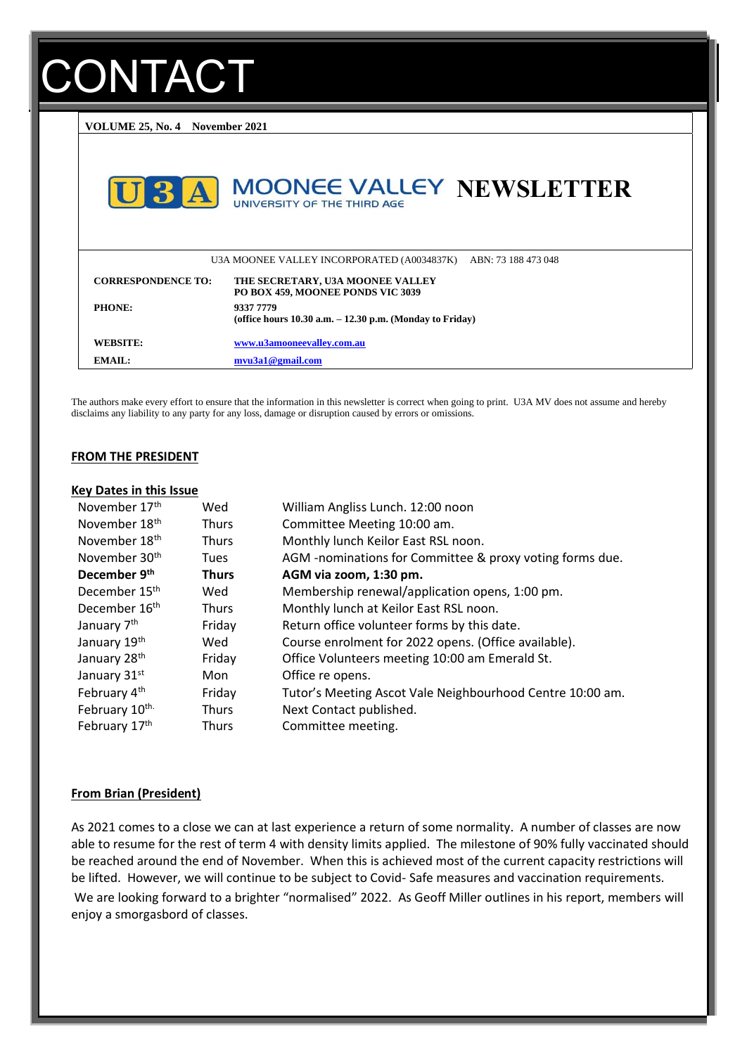# CONTACT

**VOLUME 25, No. 4 November 2021**

**MOONEE VALLEY NEWSLETTER**

UNIVERSITY OF THE THIRD AGE

U3A MOONEE VALLEY INCORPORATED (A0034837K) ABN: 73 188 473 048

| | |
|---|---|
| **CORRESPONDENCE TO:** | **THE SECRETARY, U3A MOONEE VALLEY**<br>**PO BOX 459, MOONEE PONDS VIC 3039** |
| **PHONE:** | **9337 7779**<br>**(office hours 10.30 a.m. – 12.30 p.m. (Monday to Friday)** |
| **WEBSITE:** | **www.u3amooneevalley.com.au** |
| **EMAIL:** | **mvu3a1@gmail.com** |

The authors make every effort to ensure that the information in this newsletter is correct when going to print. U3A MV does not assume and hereby disclaims any liability to any party for any loss, damage or disruption caused by errors or omissions.

## FROM THE PRESIDENT

### Key Dates in this Issue

| | | |
|---|---|---|
| November 17th | Wed | William Angliss Lunch. 12:00 noon |
| November 18th | Thurs | Committee Meeting 10:00 am. |
| November 18th | Thurs | Monthly lunch Keilor East RSL noon. |
| November 30th | Tues | AGM -nominations for Committee & proxy voting forms due. |
| **December 9th** | **Thurs** | **AGM via zoom, 1:30 pm.** |
| December 15th | Wed | Membership renewal/application opens, 1:00 pm. |
| December 16th | Thurs | Monthly lunch at Keilor East RSL noon. |
| January 7th | Friday | Return office volunteer forms by this date. |
| January 19th | Wed | Course enrolment for 2022 opens. (Office available). |
| January 28th | Friday | Office Volunteers meeting 10:00 am Emerald St. |
| January 31st | Mon | Office re opens. |
| February 4th | Friday | Tutor's Meeting Ascot Vale Neighbourhood Centre 10:00 am. |
| February 10th. | Thurs | Next Contact published. |
| February 17th | Thurs | Committee meeting. |

### From Brian (President)

As 2021 comes to a close we can at last experience a return of some normality. A number of classes are now able to resume for the rest of term 4 with density limits applied. The milestone of 90% fully vaccinated should be reached around the end of November. When this is achieved most of the current capacity restrictions will be lifted. However, we will continue to be subject to Covid- Safe measures and vaccination requirements.

We are looking forward to a brighter "normalised" 2022. As Geoff Miller outlines in his report, members will enjoy a smorgasbord of classes.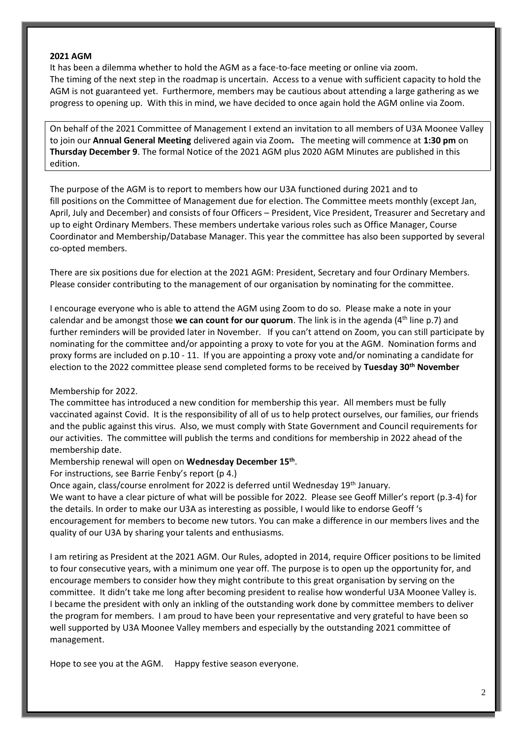**2021 AGM**

It has been a dilemma whether to hold the AGM as a face-to-face meeting or online via zoom. The timing of the next step in the roadmap is uncertain. Access to a venue with sufficient capacity to hold the AGM is not guaranteed yet. Furthermore, members may be cautious about attending a large gathering as we progress to opening up. With this in mind, we have decided to once again hold the AGM online via Zoom.

On behalf of the 2021 Committee of Management I extend an invitation to all members of U3A Moonee Valley to join our **Annual General Meeting** delivered again via Zoom**.** The meeting will commence at **1:30 pm** on **Thursday December 9**. The formal Notice of the 2021 AGM plus 2020 AGM Minutes are published in this edition.

The purpose of the AGM is to report to members how our U3A functioned during 2021 and to fill positions on the Committee of Management due for election. The Committee meets monthly (except Jan, April, July and December) and consists of four Officers – President, Vice President, Treasurer and Secretary and up to eight Ordinary Members. These members undertake various roles such as Office Manager, Course Coordinator and Membership/Database Manager. This year the committee has also been supported by several co-opted members.

There are six positions due for election at the 2021 AGM: President, Secretary and four Ordinary Members. Please consider contributing to the management of our organisation by nominating for the committee.

I encourage everyone who is able to attend the AGM using Zoom to do so. Please make a note in your calendar and be amongst those **we can count for our quorum**. The link is in the agenda (4th line p.7) and further reminders will be provided later in November. If you can't attend on Zoom, you can still participate by nominating for the committee and/or appointing a proxy to vote for you at the AGM. Nomination forms and proxy forms are included on p.10 - 11. If you are appointing a proxy vote and/or nominating a candidate for election to the 2022 committee please send completed forms to be received by **Tuesday 30th November**

Membership for 2022.

The committee has introduced a new condition for membership this year. All members must be fully vaccinated against Covid. It is the responsibility of all of us to help protect ourselves, our families, our friends and the public against this virus. Also, we must comply with State Government and Council requirements for our activities. The committee will publish the terms and conditions for membership in 2022 ahead of the membership date.

Membership renewal will open on **Wednesday December 15th**.

For instructions, see Barrie Fenby's report (p 4.)

Once again, class/course enrolment for 2022 is deferred until Wednesday 19th January.

We want to have a clear picture of what will be possible for 2022. Please see Geoff Miller's report (p.3-4) for the details. In order to make our U3A as interesting as possible, I would like to endorse Geoff 's encouragement for members to become new tutors. You can make a difference in our members lives and the quality of our U3A by sharing your talents and enthusiasms.

I am retiring as President at the 2021 AGM. Our Rules, adopted in 2014, require Officer positions to be limited to four consecutive years, with a minimum one year off. The purpose is to open up the opportunity for, and encourage members to consider how they might contribute to this great organisation by serving on the committee. It didn't take me long after becoming president to realise how wonderful U3A Moonee Valley is. I became the president with only an inkling of the outstanding work done by committee members to deliver the program for members. I am proud to have been your representative and very grateful to have been so well supported by U3A Moonee Valley members and especially by the outstanding 2021 committee of management.

Hope to see you at the AGM. Happy festive season everyone.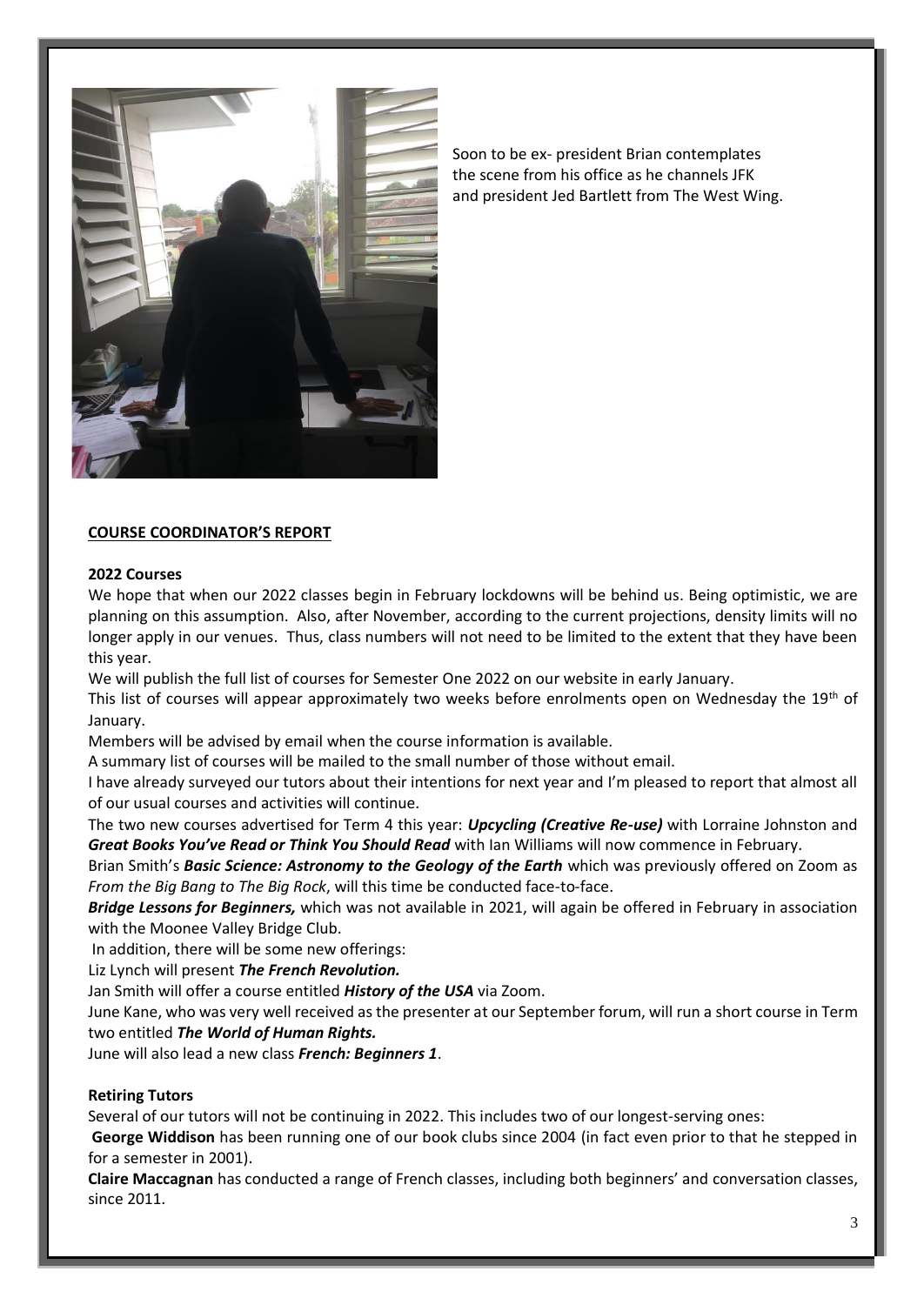Soon to be ex- president Brian contemplates the scene from his office as he channels JFK and president Jed Bartlett from The West Wing.

**COURSE COORDINATOR'S REPORT**

**2022 Courses**

We hope that when our 2022 classes begin in February lockdowns will be behind us. Being optimistic, we are planning on this assumption. Also, after November, according to the current projections, density limits will no longer apply in our venues. Thus, class numbers will not need to be limited to the extent that they have been this year.

We will publish the full list of courses for Semester One 2022 on our website in early January.

This list of courses will appear approximately two weeks before enrolments open on Wednesday the 19th of January.

Members will be advised by email when the course information is available.

A summary list of courses will be mailed to the small number of those without email.

I have already surveyed our tutors about their intentions for next year and I'm pleased to report that almost all of our usual courses and activities will continue.

The two new courses advertised for Term 4 this year: ***Upcycling (Creative Re-use)*** with Lorraine Johnston and ***Great Books You've Read or Think You Should Read*** with Ian Williams will now commence in February.

Brian Smith's ***Basic Science: Astronomy to the Geology of the Earth*** which was previously offered on Zoom as *From the Big Bang to The Big Rock*, will this time be conducted face-to-face.

***Bridge Lessons for Beginners,*** which was not available in 2021, will again be offered in February in association with the Moonee Valley Bridge Club.

In addition, there will be some new offerings:

Liz Lynch will present ***The French Revolution.***

Jan Smith will offer a course entitled ***History of the USA*** via Zoom.

June Kane, who was very well received as the presenter at our September forum, will run a short course in Term two entitled ***The World of Human Rights.***

June will also lead a new class ***French: Beginners 1***.

**Retiring Tutors**

Several of our tutors will not be continuing in 2022. This includes two of our longest-serving ones:

**George Widdison** has been running one of our book clubs since 2004 (in fact even prior to that he stepped in for a semester in 2001).

**Claire Maccagnan** has conducted a range of French classes, including both beginners' and conversation classes, since 2011.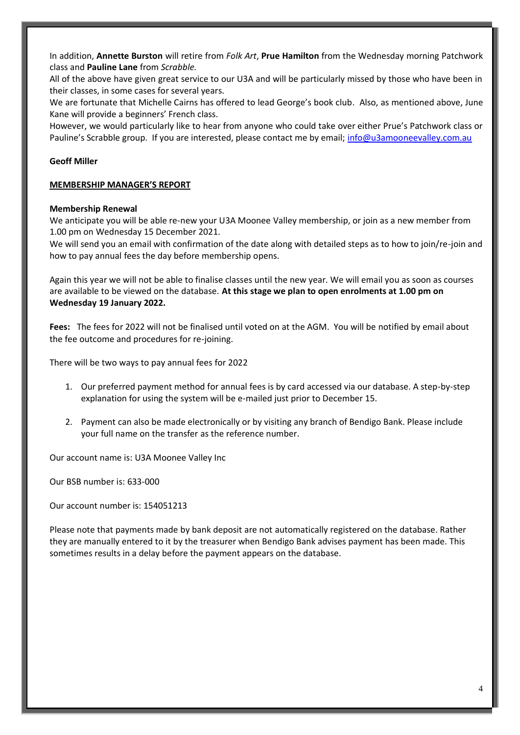In addition, **Annette Burston** will retire from *Folk Art*, **Prue Hamilton** from the Wednesday morning Patchwork class and **Pauline Lane** from *Scrabble.*

All of the above have given great service to our U3A and will be particularly missed by those who have been in their classes, in some cases for several years.

We are fortunate that Michelle Cairns has offered to lead George's book club. Also, as mentioned above, June Kane will provide a beginners' French class.

However, we would particularly like to hear from anyone who could take over either Prue's Patchwork class or Pauline's Scrabble group. If you are interested, please contact me by email; info@u3amooneevalley.com.au

**Geoff Miller**

## MEMBERSHIP MANAGER'S REPORT

### Membership Renewal

We anticipate you will be able re-new your U3A Moonee Valley membership, or join as a new member from 1.00 pm on Wednesday 15 December 2021.

We will send you an email with confirmation of the date along with detailed steps as to how to join/re-join and how to pay annual fees the day before membership opens.

Again this year we will not be able to finalise classes until the new year. We will email you as soon as courses are available to be viewed on the database. **At this stage we plan to open enrolments at 1.00 pm on Wednesday 19 January 2022.**

**Fees:** The fees for 2022 will not be finalised until voted on at the AGM. You will be notified by email about the fee outcome and procedures for re-joining.

There will be two ways to pay annual fees for 2022

1. Our preferred payment method for annual fees is by card accessed via our database. A step-by-step explanation for using the system will be e-mailed just prior to December 15.

2. Payment can also be made electronically or by visiting any branch of Bendigo Bank. Please include your full name on the transfer as the reference number.

Our account name is: U3A Moonee Valley Inc

Our BSB number is: 633-000

Our account number is: 154051213

Please note that payments made by bank deposit are not automatically registered on the database. Rather they are manually entered to it by the treasurer when Bendigo Bank advises payment has been made. This sometimes results in a delay before the payment appears on the database.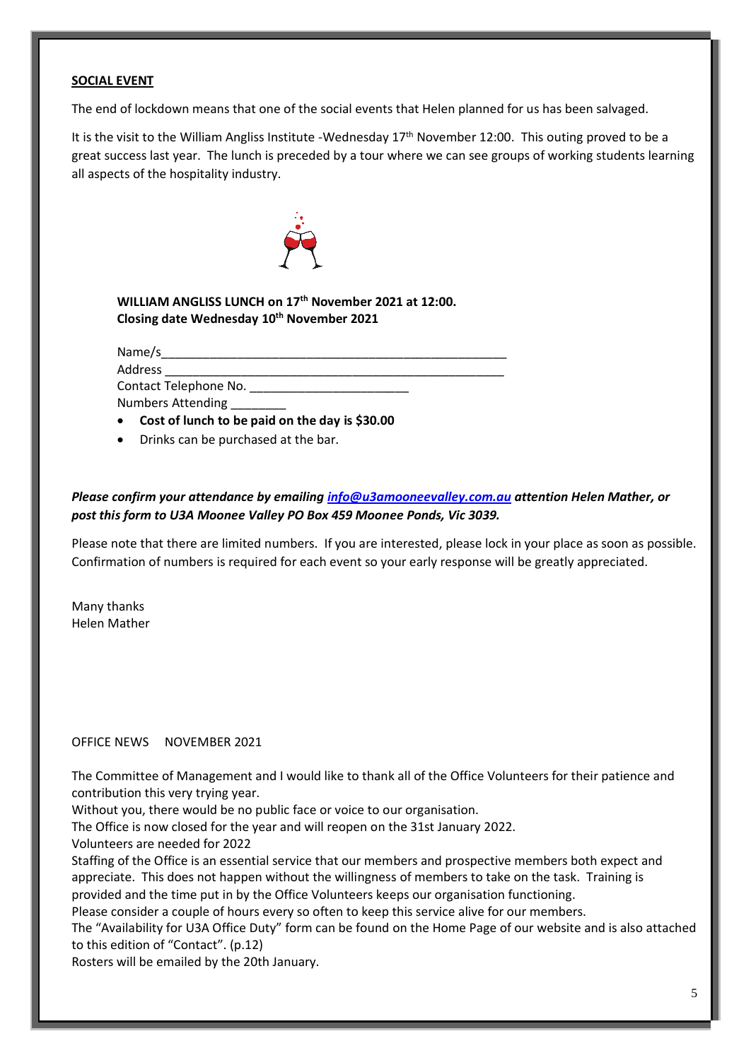**SOCIAL EVENT**

The end of lockdown means that one of the social events that Helen planned for us has been salvaged.

It is the visit to the William Angliss Institute -Wednesday 17th November 12:00. This outing proved to be a great success last year. The lunch is preceded by a tour where we can see groups of working students learning all aspects of the hospitality industry.

**WILLIAM ANGLISS LUNCH on 17th November 2021 at 12:00.**
**Closing date Wednesday 10th November 2021**

Name/s___________________________________________________

Address __________________________________________________

Contact Telephone No. _______________________

Numbers Attending ________

- **Cost of lunch to be paid on the day is $30.00**
- Drinks can be purchased at the bar.

***Please confirm your attendance by emailing [info@u3amooneevalley.com.au](mailto:info@u3amooneevalley.com.au) attention Helen Mather, or post this form to U3A Moonee Valley PO Box 459 Moonee Ponds, Vic 3039.***

Please note that there are limited numbers. If you are interested, please lock in your place as soon as possible. Confirmation of numbers is required for each event so your early response will be greatly appreciated.

Many thanks
Helen Mather

OFFICE NEWS    NOVEMBER 2021

The Committee of Management and I would like to thank all of the Office Volunteers for their patience and contribution this very trying year.
Without you, there would be no public face or voice to our organisation.
The Office is now closed for the year and will reopen on the 31st January 2022.
Volunteers are needed for 2022
Staffing of the Office is an essential service that our members and prospective members both expect and appreciate. This does not happen without the willingness of members to take on the task. Training is provided and the time put in by the Office Volunteers keeps our organisation functioning.
Please consider a couple of hours every so often to keep this service alive for our members.
The "Availability for U3A Office Duty" form can be found on the Home Page of our website and is also attached to this edition of "Contact". (p.12)
Rosters will be emailed by the 20th January.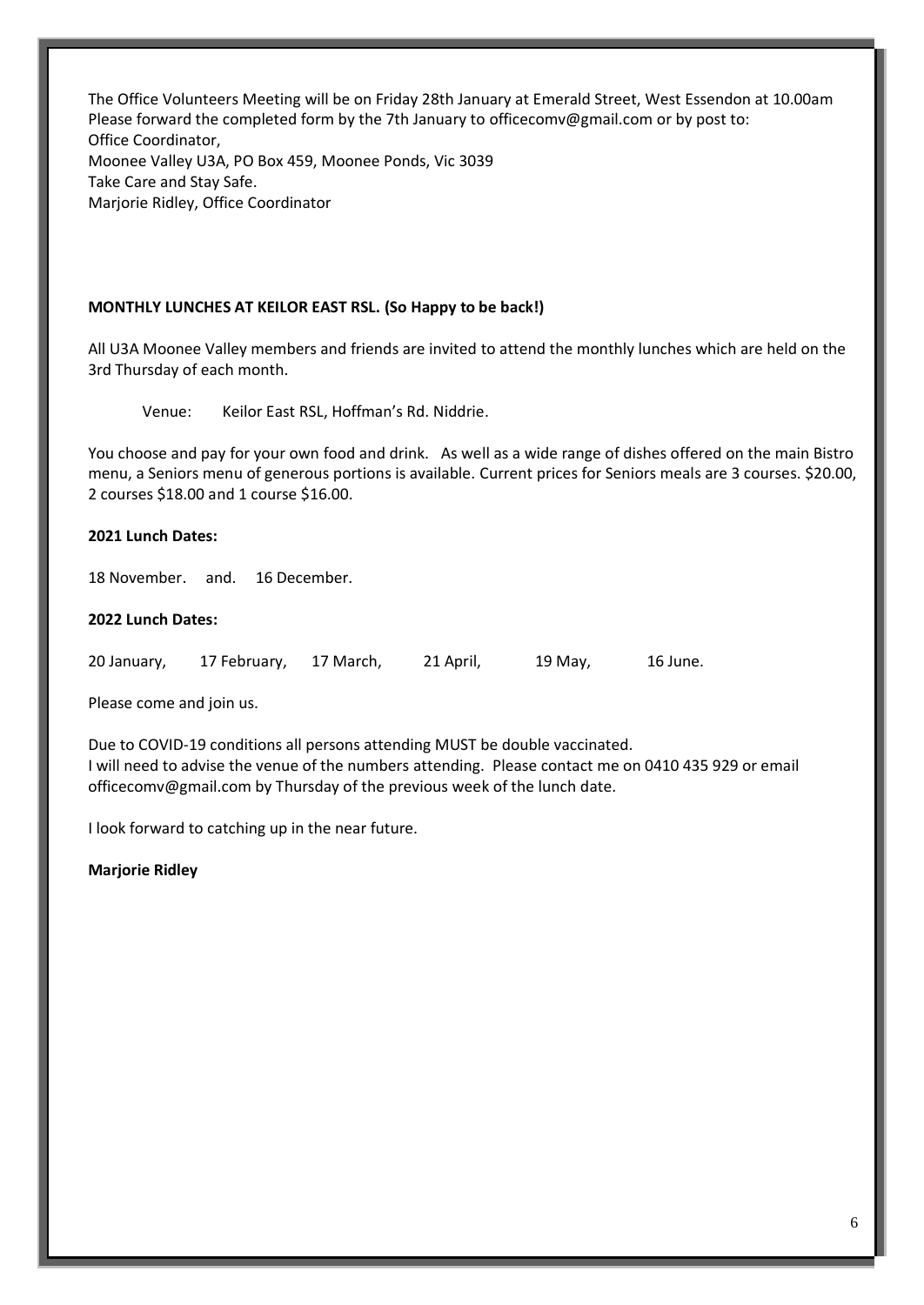The Office Volunteers Meeting will be on Friday 28th January at Emerald Street, West Essendon at 10.00am
Please forward the completed form by the 7th January to officecomv@gmail.com or by post to:
Office Coordinator,
Moonee Valley U3A, PO Box 459, Moonee Ponds, Vic 3039
Take Care and Stay Safe.
Marjorie Ridley, Office Coordinator

**MONTHLY LUNCHES AT KEILOR EAST RSL. (So Happy to be back!)**

All U3A Moonee Valley members and friends are invited to attend the monthly lunches which are held on the 3rd Thursday of each month.

Venue: Keilor East RSL, Hoffman's Rd. Niddrie.

You choose and pay for your own food and drink. As well as a wide range of dishes offered on the main Bistro menu, a Seniors menu of generous portions is available. Current prices for Seniors meals are 3 courses. $20.00, 2 courses $18.00 and 1 course $16.00.

**2021 Lunch Dates:**

18 November. and. 16 December.

**2022 Lunch Dates:**

20 January, 17 February, 17 March, 21 April, 19 May, 16 June.

Please come and join us.

Due to COVID-19 conditions all persons attending MUST be double vaccinated.
I will need to advise the venue of the numbers attending. Please contact me on 0410 435 929 or email officecomv@gmail.com by Thursday of the previous week of the lunch date.

I look forward to catching up in the near future.

**Marjorie Ridley**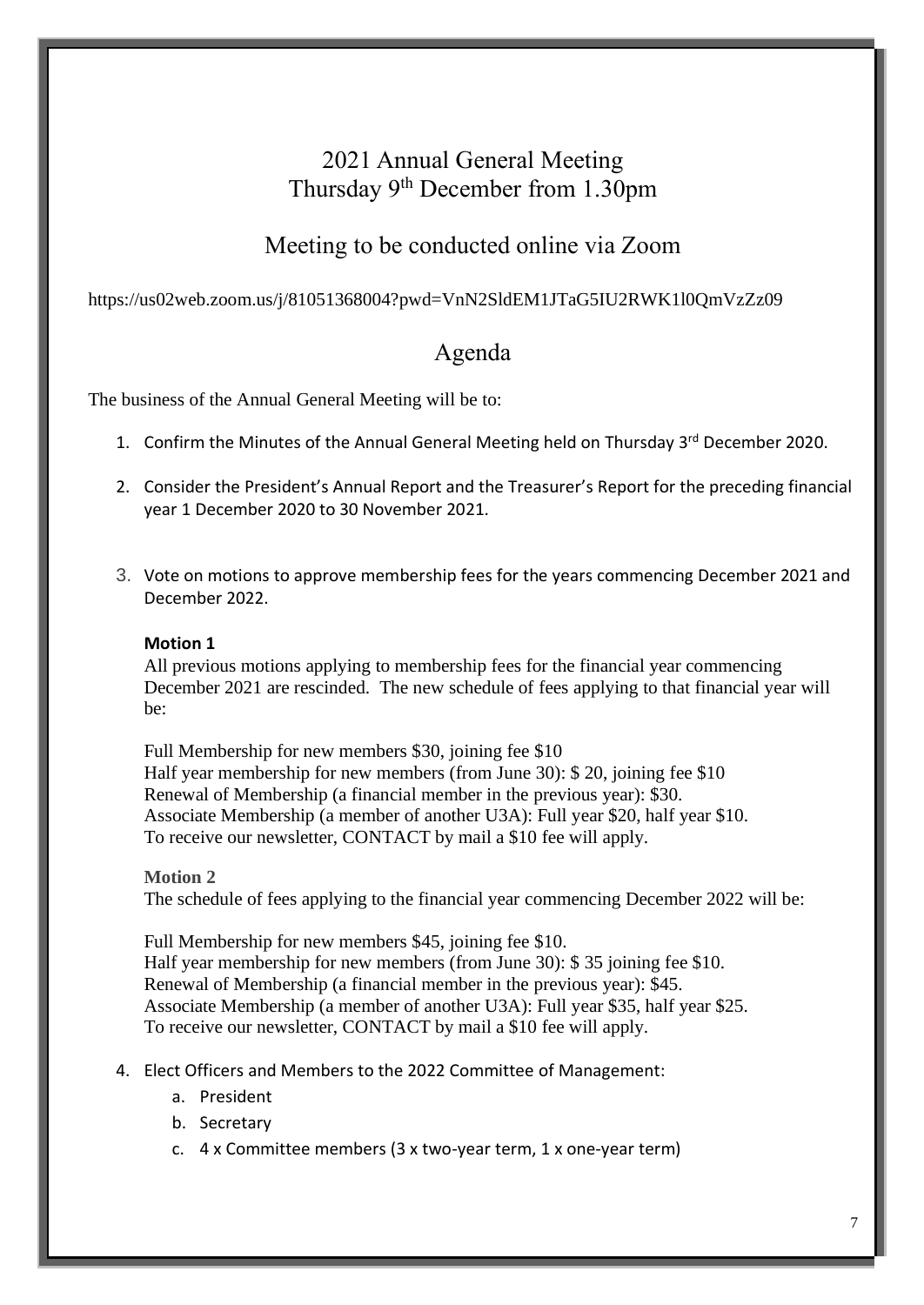# 2021 Annual General Meeting
# Thursday 9th December from 1.30pm

## Meeting to be conducted online via Zoom

https://us02web.zoom.us/j/81051368004?pwd=VnN2SldEM1JTaG5IU2RWK1l0QmVzZz09

## Agenda

The business of the Annual General Meeting will be to:

1. Confirm the Minutes of the Annual General Meeting held on Thursday 3rd December 2020.

2. Consider the President's Annual Report and the Treasurer's Report for the preceding financial year 1 December 2020 to 30 November 2021.

3. Vote on motions to approve membership fees for the years commencing December 2021 and December 2022.

   **Motion 1**
   All previous motions applying to membership fees for the financial year commencing December 2021 are rescinded. The new schedule of fees applying to that financial year will be:

   Full Membership for new members $30, joining fee $10
   Half year membership for new members (from June 30): $ 20, joining fee $10
   Renewal of Membership (a financial member in the previous year): $30.
   Associate Membership (a member of another U3A): Full year $20, half year $10.
   To receive our newsletter, CONTACT by mail a $10 fee will apply.

   **Motion 2**
   The schedule of fees applying to the financial year commencing December 2022 will be:

   Full Membership for new members $45, joining fee $10.
   Half year membership for new members (from June 30): $ 35 joining fee $10.
   Renewal of Membership (a financial member in the previous year): $45.
   Associate Membership (a member of another U3A): Full year $35, half year $25.
   To receive our newsletter, CONTACT by mail a $10 fee will apply.

4. Elect Officers and Members to the 2022 Committee of Management:
   a. President
   b. Secretary
   c. 4 x Committee members (3 x two-year term, 1 x one-year term)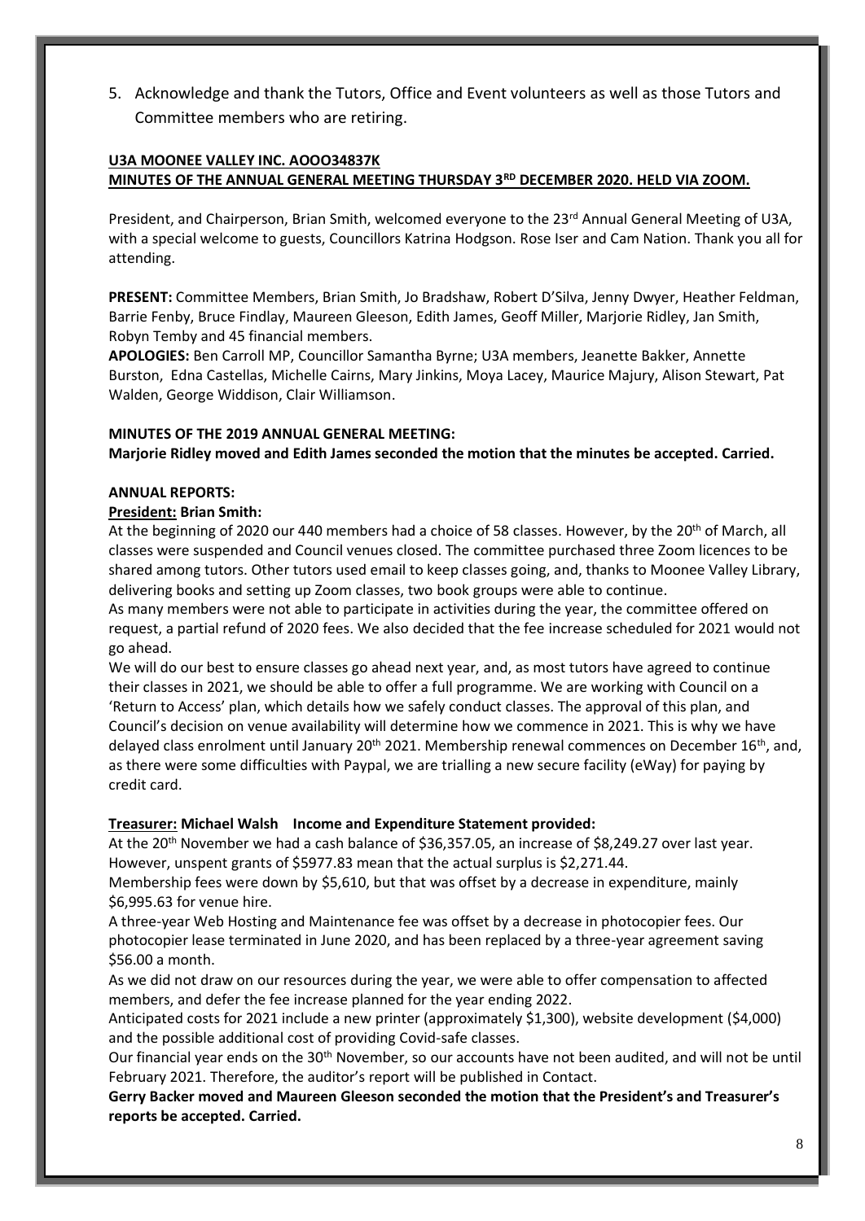5. Acknowledge and thank the Tutors, Office and Event volunteers as well as those Tutors and Committee members who are retiring.

**U3A MOONEE VALLEY INC. AOOO34837K**
**MINUTES OF THE ANNUAL GENERAL MEETING THURSDAY 3RD DECEMBER 2020. HELD VIA ZOOM.**

President, and Chairperson, Brian Smith, welcomed everyone to the 23rd Annual General Meeting of U3A, with a special welcome to guests, Councillors Katrina Hodgson. Rose Iser and Cam Nation. Thank you all for attending.

**PRESENT:** Committee Members, Brian Smith, Jo Bradshaw, Robert D'Silva, Jenny Dwyer, Heather Feldman, Barrie Fenby, Bruce Findlay, Maureen Gleeson, Edith James, Geoff Miller, Marjorie Ridley, Jan Smith, Robyn Temby and 45 financial members.
**APOLOGIES:** Ben Carroll MP, Councillor Samantha Byrne; U3A members, Jeanette Bakker, Annette Burston, Edna Castellas, Michelle Cairns, Mary Jinkins, Moya Lacey, Maurice Majury, Alison Stewart, Pat Walden, George Widdison, Clair Williamson.

**MINUTES OF THE 2019 ANNUAL GENERAL MEETING:**
**Marjorie Ridley moved and Edith James seconded the motion that the minutes be accepted. Carried.**

**ANNUAL REPORTS:**

**President: Brian Smith:**

At the beginning of 2020 our 440 members had a choice of 58 classes. However, by the 20th of March, all classes were suspended and Council venues closed. The committee purchased three Zoom licences to be shared among tutors. Other tutors used email to keep classes going, and, thanks to Moonee Valley Library, delivering books and setting up Zoom classes, two book groups were able to continue.
As many members were not able to participate in activities during the year, the committee offered on request, a partial refund of 2020 fees. We also decided that the fee increase scheduled for 2021 would not go ahead.
We will do our best to ensure classes go ahead next year, and, as most tutors have agreed to continue their classes in 2021, we should be able to offer a full programme. We are working with Council on a 'Return to Access' plan, which details how we safely conduct classes. The approval of this plan, and Council's decision on venue availability will determine how we commence in 2021. This is why we have delayed class enrolment until January 20th 2021. Membership renewal commences on December 16th, and, as there were some difficulties with Paypal, we are trialling a new secure facility (eWay) for paying by credit card.

**Treasurer: Michael Walsh Income and Expenditure Statement provided:**

At the 20th November we had a cash balance of $36,357.05, an increase of $8,249.27 over last year. However, unspent grants of $5977.83 mean that the actual surplus is $2,271.44.
Membership fees were down by $5,610, but that was offset by a decrease in expenditure, mainly $6,995.63 for venue hire.
A three-year Web Hosting and Maintenance fee was offset by a decrease in photocopier fees. Our photocopier lease terminated in June 2020, and has been replaced by a three-year agreement saving $56.00 a month.
As we did not draw on our resources during the year, we were able to offer compensation to affected members, and defer the fee increase planned for the year ending 2022.
Anticipated costs for 2021 include a new printer (approximately $1,300), website development ($4,000) and the possible additional cost of providing Covid-safe classes.
Our financial year ends on the 30th November, so our accounts have not been audited, and will not be until February 2021. Therefore, the auditor's report will be published in Contact.
**Gerry Backer moved and Maureen Gleeson seconded the motion that the President's and Treasurer's reports be accepted. Carried.**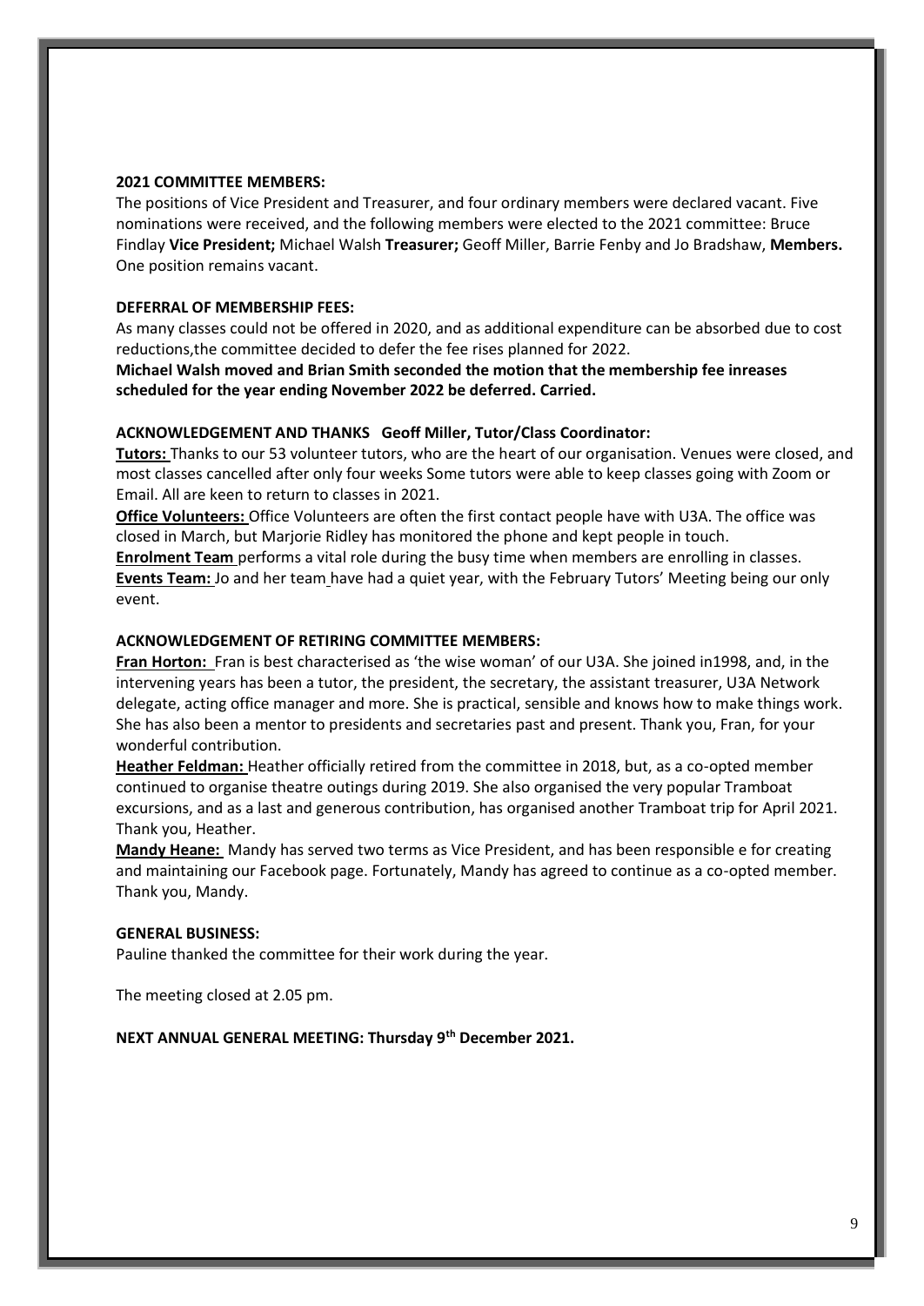**2021 COMMITTEE MEMBERS:**

The positions of Vice President and Treasurer, and four ordinary members were declared vacant. Five nominations were received, and the following members were elected to the 2021 committee: Bruce Findlay **Vice President;** Michael Walsh **Treasurer;** Geoff Miller, Barrie Fenby and Jo Bradshaw, **Members.** One position remains vacant.

**DEFERRAL OF MEMBERSHIP FEES:**

As many classes could not be offered in 2020, and as additional expenditure can be absorbed due to cost reductions,the committee decided to defer the fee rises planned for 2022.

**Michael Walsh moved and Brian Smith seconded the motion that the membership fee inreases scheduled for the year ending November 2022 be deferred. Carried.**

**ACKNOWLEDGEMENT AND THANKS Geoff Miller, Tutor/Class Coordinator:**

**Tutors:** Thanks to our 53 volunteer tutors, who are the heart of our organisation. Venues were closed, and most classes cancelled after only four weeks Some tutors were able to keep classes going with Zoom or Email. All are keen to return to classes in 2021.

**Office Volunteers:** Office Volunteers are often the first contact people have with U3A. The office was closed in March, but Marjorie Ridley has monitored the phone and kept people in touch.

**Enrolment Team** performs a vital role during the busy time when members are enrolling in classes.

**Events Team:** Jo and her team have had a quiet year, with the February Tutors' Meeting being our only event.

**ACKNOWLEDGEMENT OF RETIRING COMMITTEE MEMBERS:**

**Fran Horton:** Fran is best characterised as 'the wise woman' of our U3A. She joined in1998, and, in the intervening years has been a tutor, the president, the secretary, the assistant treasurer, U3A Network delegate, acting office manager and more. She is practical, sensible and knows how to make things work. She has also been a mentor to presidents and secretaries past and present. Thank you, Fran, for your wonderful contribution.

**Heather Feldman:** Heather officially retired from the committee in 2018, but, as a co-opted member continued to organise theatre outings during 2019. She also organised the very popular Tramboat excursions, and as a last and generous contribution, has organised another Tramboat trip for April 2021. Thank you, Heather.

**Mandy Heane:** Mandy has served two terms as Vice President, and has been responsible e for creating and maintaining our Facebook page. Fortunately, Mandy has agreed to continue as a co-opted member. Thank you, Mandy.

**GENERAL BUSINESS:**

Pauline thanked the committee for their work during the year.

The meeting closed at 2.05 pm.

**NEXT ANNUAL GENERAL MEETING: Thursday 9th December 2021.**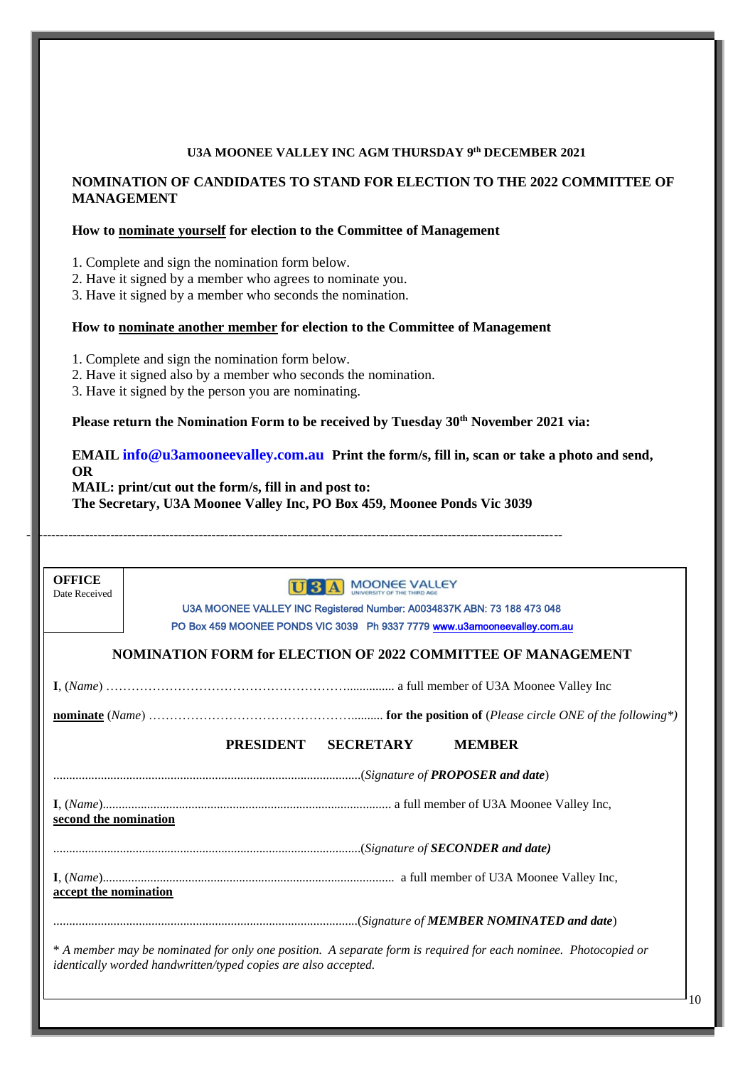**U3A MOONEE VALLEY INC AGM THURSDAY 9th DECEMBER 2021**

## NOMINATION OF CANDIDATES TO STAND FOR ELECTION TO THE 2022 COMMITTEE OF MANAGEMENT

**How to nominate yourself for election to the Committee of Management**

1. Complete and sign the nomination form below.
2. Have it signed by a member who agrees to nominate you.
3. Have it signed by a member who seconds the nomination.

**How to nominate another member for election to the Committee of Management**

1. Complete and sign the nomination form below.
2. Have it signed also by a member who seconds the nomination.
3. Have it signed by the person you are nominating.

**Please return the Nomination Form to be received by Tuesday 30th November 2021 via:**

**EMAIL info@u3amooneevalley.com.au Print the form/s, fill in, scan or take a photo and send, OR**

**MAIL: print/cut out the form/s, fill in and post to:**
**The Secretary, U3A Moonee Valley Inc, PO Box 459, Moonee Ponds Vic 3039**

---

**OFFICE**
Date Received

U3A MOONEE VALLEY
UNIVERSITY OF THE THIRD AGE

U3A MOONEE VALLEY INC Registered Number: A0034837K ABN: 73 188 473 048
PO Box 459 MOONEE PONDS VIC 3039 Ph 9337 7779 www.u3amooneevalley.com.au

### NOMINATION FORM for ELECTION OF 2022 COMMITTEE OF MANAGEMENT

**I**, (*Name*) ……………………………………………………............... a full member of U3A Moonee Valley Inc

**nominate** (*Name*) …………………………………………......... **for the position of** (*Please circle ONE of the following\**)

**PRESIDENT SECRETARY MEMBER**

.................................................................................................(*Signature of **PROPOSER and date***)

**I**, (*Name*)........................................................................................... a full member of U3A Moonee Valley Inc,
**second the nomination**

.................................................................................................(*Signature of **SECONDER and date)***

**I**, (*Name*)............................................................................................ a full member of U3A Moonee Valley Inc,
**accept the nomination**

................................................................................................(*Signature of **MEMBER NOMINATED and date***)

\* *A member may be nominated for only one position. A separate form is required for each nominee. Photocopied or identically worded handwritten/typed copies are also accepted.*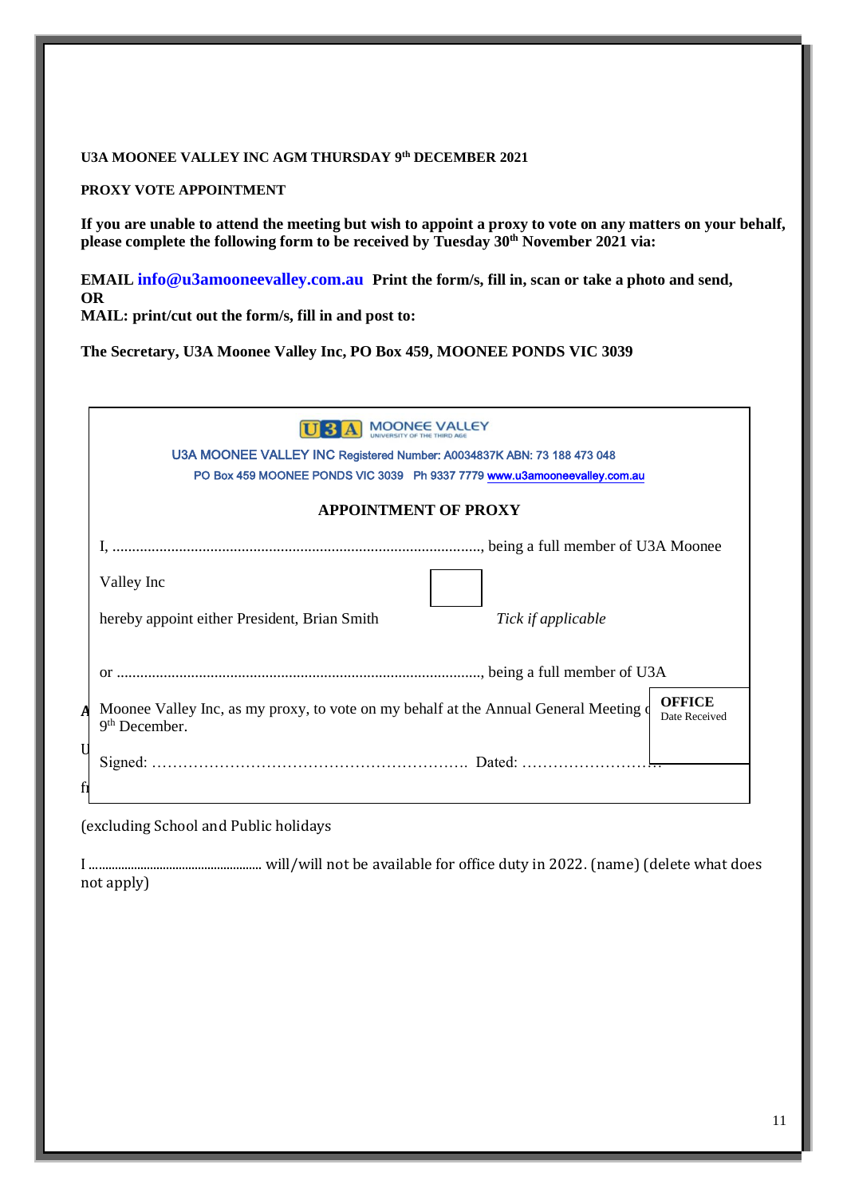**U3A MOONEE VALLEY INC AGM THURSDAY 9th DECEMBER 2021**

**PROXY VOTE APPOINTMENT**

**If you are unable to attend the meeting but wish to appoint a proxy to vote on any matters on your behalf, please complete the following form to be received by Tuesday 30th November 2021 via:**

**EMAIL info@u3amooneevalley.com.au Print the form/s, fill in, scan or take a photo and send,**
**OR**
**MAIL: print/cut out the form/s, fill in and post to:**

**The Secretary, U3A Moonee Valley Inc, PO Box 459, MOONEE PONDS VIC 3039**

---

U3A MOONEE VALLEY

U3A MOONEE VALLEY INC Registered Number: A0034837K ABN: 73 188 473 048
PO Box 459 MOONEE PONDS VIC 3039 Ph 9337 7779 www.u3amooneevalley.com.au

**APPOINTMENT OF PROXY**

I, ............................................................................................, being a full member of U3A Moonee Valley Inc

hereby appoint either President, Brian Smith ☐ *Tick if applicable*

or ............................................................................................, being a full member of U3A Moonee Valley Inc, as my proxy, to vote on my behalf at the Annual General Meeting on 9th December.

Signed: ………………………………………………………. Dated: ……………………….

**OFFICE**
Date Received

---

(excluding School and Public holidays

I ..................................................... will/will not be available for office duty in 2022. (name) (delete what does not apply)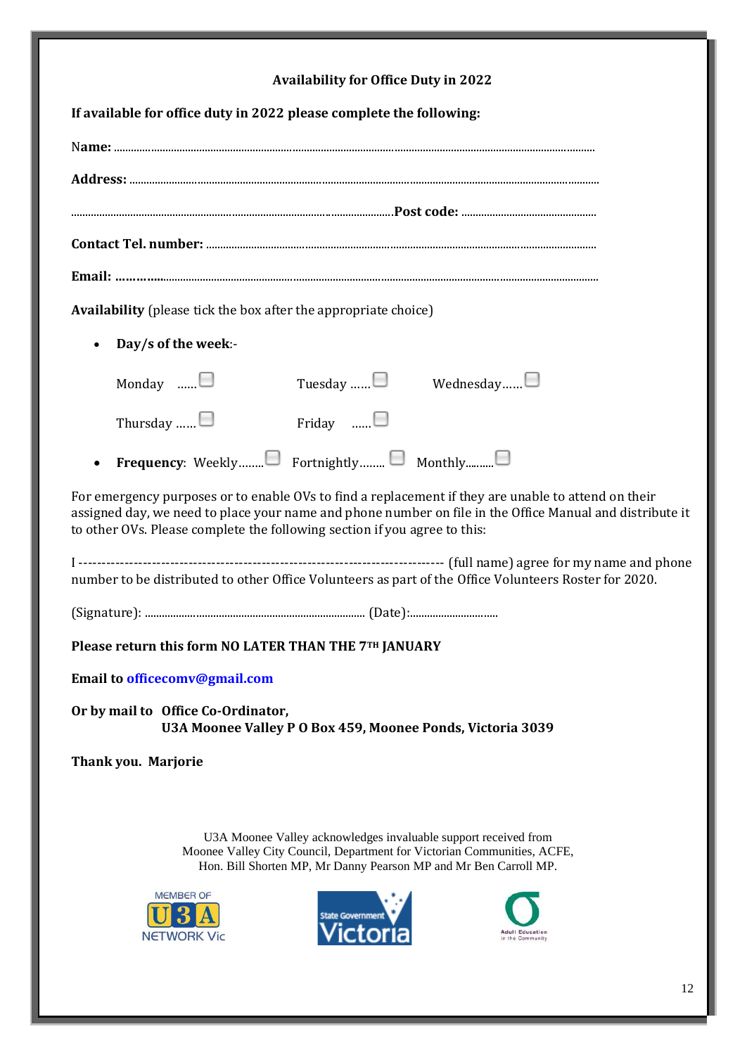## Availability for Office Duty in 2022

**If available for office duty in 2022 please complete the following:**

**Name:** ..........................................................................................................................................................

**Address:** ..........................................................................................................................................................

.......................................................................................................... **Post code:** ..............................................

**Contact Tel. number:** ..........................................................................................................................

**Email:** ..........................................................................................................................................................

**Availability** (please tick the box after the appropriate choice)

- **Day/s of the week**:-

  Monday ......☐ Tuesday ......☐ Wednesday......☐

  Thursday ......☐ Friday ......☐

- **Frequency**: Weekly........☐ Fortnightly........☐ Monthly..........☐

For emergency purposes or to enable OVs to find a replacement if they are unable to attend on their assigned day, we need to place your name and phone number on file in the Office Manual and distribute it to other OVs. Please complete the following section if you agree to this:

I ------------------------------------------------------------------------------ (full name) agree for my name and phone number to be distributed to other Office Volunteers as part of the Office Volunteers Roster for 2020.

(Signature): .............................................................................. (Date):...............................

**Please return this form NO LATER THAN THE 7TH JANUARY**

**Email to officecomv@gmail.com**

**Or by mail to Office Co-Ordinator,**
**U3A Moonee Valley P O Box 459, Moonee Ponds, Victoria 3039**

**Thank you. Marjorie**

U3A Moonee Valley acknowledges invaluable support received from Moonee Valley City Council, Department for Victorian Communities, ACFE, Hon. Bill Shorten MP, Mr Danny Pearson MP and Mr Ben Carroll MP.

MEMBER OF U3A NETWORK Vic

State Government Victoria

Adult Education in the Community